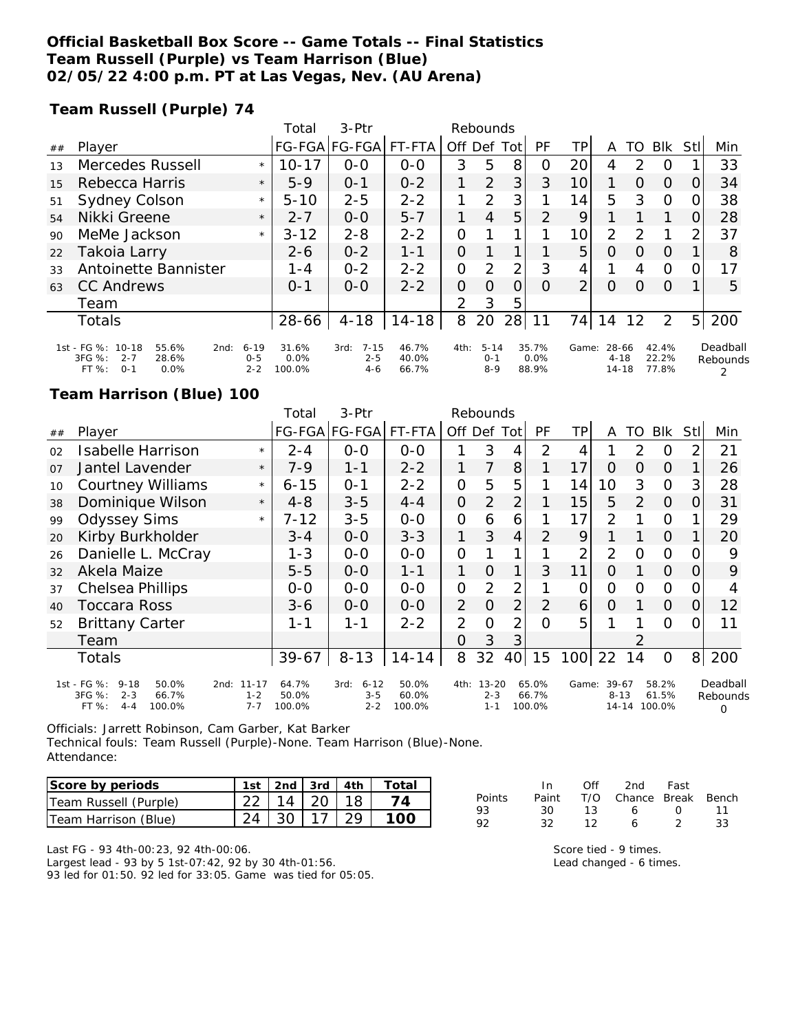**Official Basketball Box Score -- Game Totals -- Final Statistics**
**Team Russell (Purple) vs Team Harrison (Blue)**
**02/05/22 4:00 p.m. PT at Las Vegas, Nev. (AU Arena)**

**Team Russell (Purple) 74**

| ## | Player | | Total FG-FGA | 3-Ptr FG-FGA | FT-FTA | Rebounds Off | Def | Tot | PF | TP | A | TO | Blk | Stl | Min |
|---|---|---|---|---|---|---|---|---|---|---|---|---|---|---|---|
| 13 | Mercedes Russell | * | 10-17 | 0-0 | 0-0 | 3 | 5 | 8 | 0 | 20 | 4 | 2 | 0 | 1 | 33 |
| 15 | Rebecca Harris | * | 5-9 | 0-1 | 0-2 | 1 | 2 | 3 | 3 | 10 | 1 | 0 | 0 | 0 | 34 |
| 51 | Sydney Colson | * | 5-10 | 2-5 | 2-2 | 1 | 2 | 3 | 1 | 14 | 5 | 3 | 0 | 0 | 38 |
| 54 | Nikki Greene | * | 2-7 | 0-0 | 5-7 | 1 | 4 | 5 | 2 | 9 | 1 | 1 | 1 | 0 | 28 |
| 90 | MeMe Jackson | * | 3-12 | 2-8 | 2-2 | 0 | 1 | 1 | 1 | 10 | 2 | 2 | 1 | 2 | 37 |
| 22 | Takoia Larry | | 2-6 | 0-2 | 1-1 | 0 | 1 | 1 | 1 | 5 | 0 | 0 | 0 | 1 | 8 |
| 33 | Antoinette Bannister | | 1-4 | 0-2 | 2-2 | 0 | 2 | 2 | 3 | 4 | 1 | 4 | 0 | 0 | 17 |
| 63 | CC Andrews | | 0-1 | 0-0 | 2-2 | 0 | 0 | 0 | 0 | 2 | 0 | 0 | 0 | 1 | 5 |
| | Team | | | | | 2 | 3 | 5 | | | | | | | |
| | Totals | | 28-66 | 4-18 | 14-18 | 8 | 20 | 28 | 11 | 74 | 14 | 12 | 2 | 5 | 200 |

| | FG % | 3FG % | FT % |
|---|---|---|---|
| 1st | 10-18 55.6% | 2-7 28.6% | 0-1 0.0% |
| 2nd | 6-19 31.6% | 0-5 0.0% | 2-2 100.0% |
| 3rd | 7-15 46.7% | 2-5 40.0% | 4-6 66.7% |
| 4th | 5-14 35.7% | 0-1 0.0% | 8-9 88.9% |
| Game | 28-66 42.4% | 4-18 22.2% | 14-18 77.8% |

Deadball Rebounds 2

**Team Harrison (Blue) 100**

| ## | Player | | Total FG-FGA | 3-Ptr FG-FGA | FT-FTA | Rebounds Off | Def | Tot | PF | TP | A | TO | Blk | Stl | Min |
|---|---|---|---|---|---|---|---|---|---|---|---|---|---|---|---|
| 02 | Isabelle Harrison | * | 2-4 | 0-0 | 0-0 | 1 | 3 | 4 | 2 | 4 | 1 | 2 | 0 | 2 | 21 |
| 07 | Jantel Lavender | * | 7-9 | 1-1 | 2-2 | 1 | 7 | 8 | 1 | 17 | 0 | 0 | 0 | 1 | 26 |
| 10 | Courtney Williams | * | 6-15 | 0-1 | 2-2 | 0 | 5 | 5 | 1 | 14 | 10 | 3 | 0 | 3 | 28 |
| 38 | Dominique Wilson | * | 4-8 | 3-5 | 4-4 | 0 | 2 | 2 | 1 | 15 | 5 | 2 | 0 | 0 | 31 |
| 99 | Odyssey Sims | * | 7-12 | 3-5 | 0-0 | 0 | 6 | 6 | 1 | 17 | 2 | 1 | 0 | 1 | 29 |
| 20 | Kirby Burkholder | | 3-4 | 0-0 | 3-3 | 1 | 3 | 4 | 2 | 9 | 1 | 1 | 0 | 1 | 20 |
| 26 | Danielle L. McCray | | 1-3 | 0-0 | 0-0 | 0 | 1 | 1 | 1 | 2 | 2 | 0 | 0 | 0 | 9 |
| 32 | Akela Maize | | 5-5 | 0-0 | 1-1 | 1 | 0 | 1 | 3 | 11 | 0 | 1 | 0 | 0 | 9 |
| 37 | Chelsea Phillips | | 0-0 | 0-0 | 0-0 | 0 | 2 | 2 | 1 | 0 | 0 | 0 | 0 | 0 | 4 |
| 40 | Toccara Ross | | 3-6 | 0-0 | 0-0 | 2 | 0 | 2 | 2 | 6 | 0 | 1 | 0 | 0 | 12 |
| 52 | Brittany Carter | | 1-1 | 1-1 | 2-2 | 2 | 0 | 2 | 0 | 5 | 1 | 1 | 0 | 0 | 11 |
| | Team | | | | | 0 | 3 | 3 | | | | 2 | | | |
| | Totals | | 39-67 | 8-13 | 14-14 | 8 | 32 | 40 | 15 | 100 | 22 | 14 | 0 | 8 | 200 |

| | FG % | 3FG % | FT % |
|---|---|---|---|
| 1st | 9-18 50.0% | 2-3 66.7% | 4-4 100.0% |
| 2nd | 11-17 64.7% | 1-2 50.0% | 7-7 100.0% |
| 3rd | 6-12 50.0% | 3-5 60.0% | 2-2 100.0% |
| 4th | 13-20 65.0% | 2-3 66.7% | 1-1 100.0% |
| Game | 39-67 58.2% | 8-13 61.5% | 14-14 100.0% |

Deadball Rebounds 0

Officials: Jarrett Robinson, Cam Garber, Kat Barker
Technical fouls: Team Russell (Purple)-None. Team Harrison (Blue)-None.
Attendance:

| Score by periods | 1st | 2nd | 3rd | 4th | Total |
|---|---|---|---|---|---|
| Team Russell (Purple) | 22 | 14 | 20 | 18 | **74** |
| Team Harrison (Blue) | 24 | 30 | 17 | 29 | **100** |

| Points | In Paint | Off T/O | 2nd Chance | Fast Break | Bench |
|---|---|---|---|---|---|
| 93 | 30 | 13 | 6 | 0 | 11 |
| 92 | 32 | 12 | 6 | 2 | 33 |

Last FG - 93 4th-00:23, 92 4th-00:06.
Largest lead - 93 by 5 1st-07:42, 92 by 30 4th-01:56.
93 led for 01:50. 92 led for 33:05. Game was tied for 05:05.

Score tied - 9 times.
Lead changed - 6 times.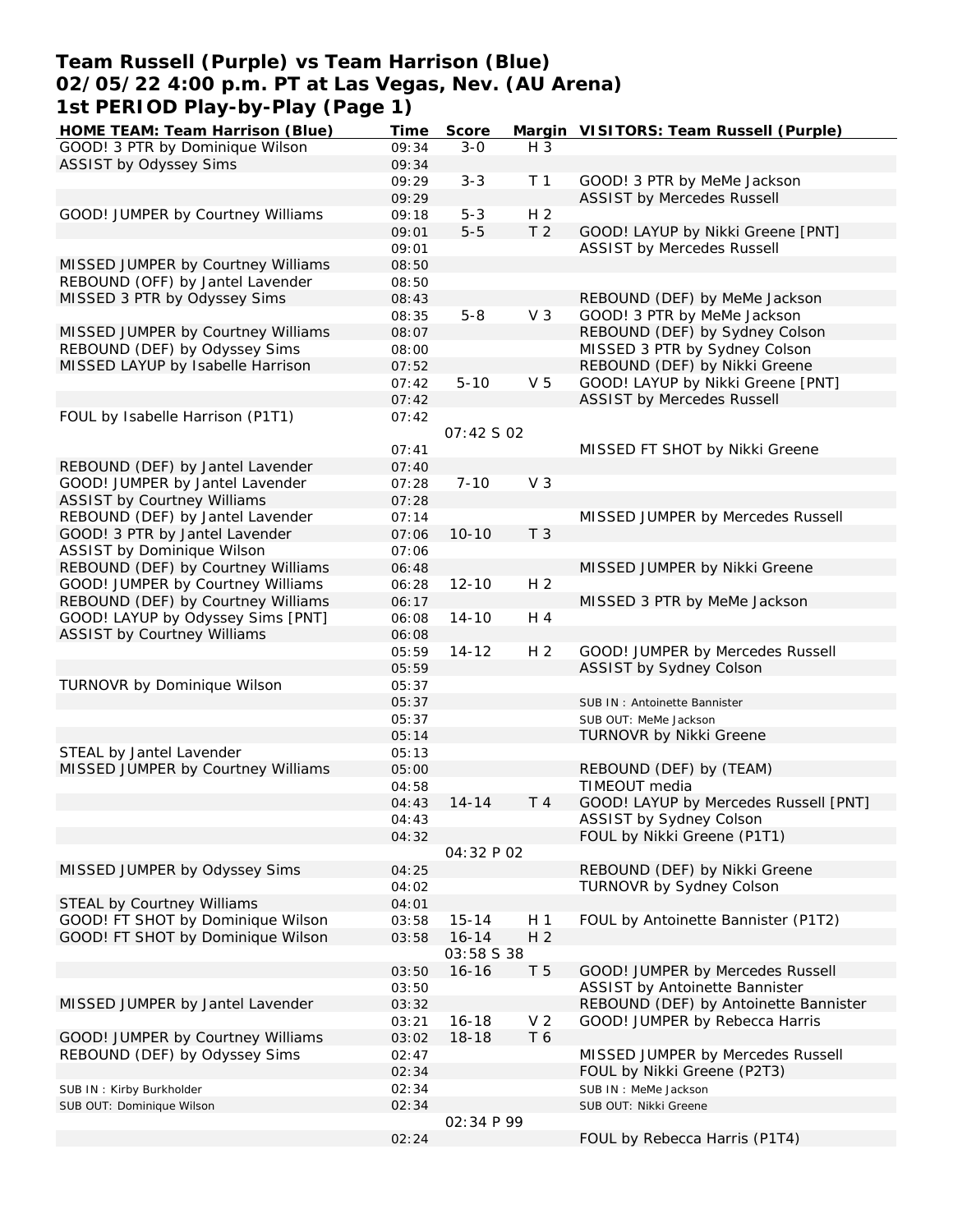# Team Russell (Purple) vs Team Harrison (Blue)
## 02/05/22 4:00 p.m. PT at Las Vegas, Nev. (AU Arena)
## 1st PERIOD Play-by-Play (Page 1)

| HOME TEAM: Team Harrison (Blue) | Time | Score | Margin | VISITORS: Team Russell (Purple) |
|---|---|---|---|---|
| GOOD! 3 PTR by Dominique Wilson | 09:34 | 3-0 | H 3 | |
| ASSIST by Odyssey Sims | 09:34 | | | |
| | 09:29 | 3-3 | T 1 | GOOD! 3 PTR by MeMe Jackson |
| | 09:29 | | | ASSIST by Mercedes Russell |
| GOOD! JUMPER by Courtney Williams | 09:18 | 5-3 | H 2 | |
| | 09:01 | 5-5 | T 2 | GOOD! LAYUP by Nikki Greene [PNT] |
| | 09:01 | | | ASSIST by Mercedes Russell |
| MISSED JUMPER by Courtney Williams | 08:50 | | | |
| REBOUND (OFF) by Jantel Lavender | 08:50 | | | |
| MISSED 3 PTR by Odyssey Sims | 08:43 | | | REBOUND (DEF) by MeMe Jackson |
| | 08:35 | 5-8 | V 3 | GOOD! 3 PTR by MeMe Jackson |
| MISSED JUMPER by Courtney Williams | 08:07 | | | REBOUND (DEF) by Sydney Colson |
| REBOUND (DEF) by Odyssey Sims | 08:00 | | | MISSED 3 PTR by Sydney Colson |
| MISSED LAYUP by Isabelle Harrison | 07:52 | | | REBOUND (DEF) by Nikki Greene |
| | 07:42 | 5-10 | V 5 | GOOD! LAYUP by Nikki Greene [PNT] |
| | 07:42 | | | ASSIST by Mercedes Russell |
| FOUL by Isabelle Harrison (P1T1) | 07:42 | | | |
| | | 07:42 S 02 | | |
| | 07:41 | | | MISSED FT SHOT by Nikki Greene |
| REBOUND (DEF) by Jantel Lavender | 07:40 | | | |
| GOOD! JUMPER by Jantel Lavender | 07:28 | 7-10 | V 3 | |
| ASSIST by Courtney Williams | 07:28 | | | |
| REBOUND (DEF) by Jantel Lavender | 07:14 | | | MISSED JUMPER by Mercedes Russell |
| GOOD! 3 PTR by Jantel Lavender | 07:06 | 10-10 | T 3 | |
| ASSIST by Dominique Wilson | 07:06 | | | |
| REBOUND (DEF) by Courtney Williams | 06:48 | | | MISSED JUMPER by Nikki Greene |
| GOOD! JUMPER by Courtney Williams | 06:28 | 12-10 | H 2 | |
| REBOUND (DEF) by Courtney Williams | 06:17 | | | MISSED 3 PTR by MeMe Jackson |
| GOOD! LAYUP by Odyssey Sims [PNT] | 06:08 | 14-10 | H 4 | |
| ASSIST by Courtney Williams | 06:08 | | | |
| | 05:59 | 14-12 | H 2 | GOOD! JUMPER by Mercedes Russell |
| | 05:59 | | | ASSIST by Sydney Colson |
| TURNOVR by Dominique Wilson | 05:37 | | | |
| | 05:37 | | | SUB IN : Antoinette Bannister |
| | 05:37 | | | SUB OUT: MeMe Jackson |
| | 05:14 | | | TURNOVR by Nikki Greene |
| STEAL by Jantel Lavender | 05:13 | | | |
| MISSED JUMPER by Courtney Williams | 05:00 | | | REBOUND (DEF) by (TEAM) |
| | 04:58 | | | TIMEOUT media |
| | 04:43 | 14-14 | T 4 | GOOD! LAYUP by Mercedes Russell [PNT] |
| | 04:43 | | | ASSIST by Sydney Colson |
| | 04:32 | | | FOUL by Nikki Greene (P1T1) |
| | | 04:32 P 02 | | |
| MISSED JUMPER by Odyssey Sims | 04:25 | | | REBOUND (DEF) by Nikki Greene |
| | 04:02 | | | TURNOVR by Sydney Colson |
| STEAL by Courtney Williams | 04:01 | | | |
| GOOD! FT SHOT by Dominique Wilson | 03:58 | 15-14 | H 1 | FOUL by Antoinette Bannister (P1T2) |
| GOOD! FT SHOT by Dominique Wilson | 03:58 | 16-14 | H 2 | |
| | | 03:58 S 38 | | |
| | 03:50 | 16-16 | T 5 | GOOD! JUMPER by Mercedes Russell |
| | 03:50 | | | ASSIST by Antoinette Bannister |
| MISSED JUMPER by Jantel Lavender | 03:32 | | | REBOUND (DEF) by Antoinette Bannister |
| | 03:21 | 16-18 | V 2 | GOOD! JUMPER by Rebecca Harris |
| GOOD! JUMPER by Courtney Williams | 03:02 | 18-18 | T 6 | |
| REBOUND (DEF) by Odyssey Sims | 02:47 | | | MISSED JUMPER by Mercedes Russell |
| | 02:34 | | | FOUL by Nikki Greene (P2T3) |
| SUB IN : Kirby Burkholder | 02:34 | | | SUB IN : MeMe Jackson |
| SUB OUT: Dominique Wilson | 02:34 | | | SUB OUT: Nikki Greene |
| | | 02:34 P 99 | | |
| | 02:24 | | | FOUL by Rebecca Harris (P1T4) |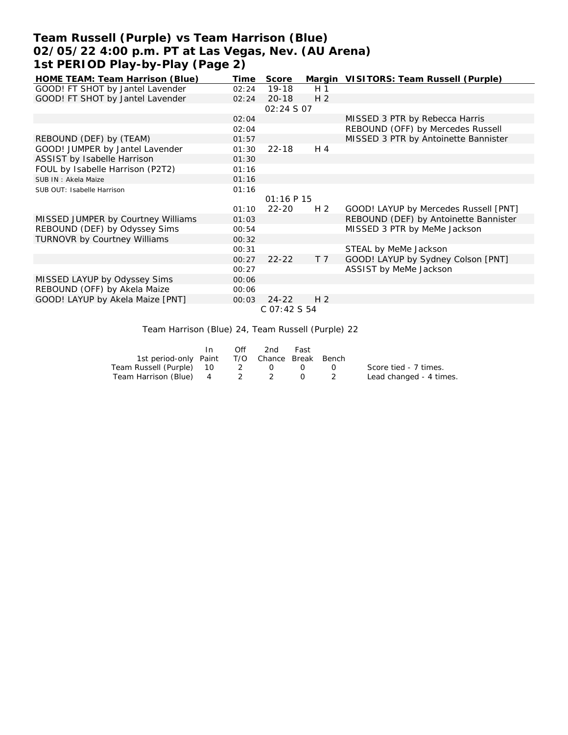# Team Russell (Purple) vs Team Harrison (Blue)
## 02/05/22 4:00 p.m. PT at Las Vegas, Nev. (AU Arena)
## 1st PERIOD Play-by-Play (Page 2)

| HOME TEAM: Team Harrison (Blue) | Time | Score | Margin | VISITORS: Team Russell (Purple) |
|---|---|---|---|---|
| GOOD! FT SHOT by Jantel Lavender | 02:24 | 19-18 | H 1 | |
| GOOD! FT SHOT by Jantel Lavender | 02:24 | 20-18 | H 2 | |
| | | 02:24 S 07 | | |
| | 02:04 | | | MISSED 3 PTR by Rebecca Harris |
| | 02:04 | | | REBOUND (OFF) by Mercedes Russell |
| REBOUND (DEF) by (TEAM) | 01:57 | | | MISSED 3 PTR by Antoinette Bannister |
| GOOD! JUMPER by Jantel Lavender | 01:30 | 22-18 | H 4 | |
| ASSIST by Isabelle Harrison | 01:30 | | | |
| FOUL by Isabelle Harrison (P2T2) | 01:16 | | | |
| SUB IN : Akela Maize | 01:16 | | | |
| SUB OUT: Isabelle Harrison | 01:16 | | | |
| | | 01:16 P 15 | | |
| | 01:10 | 22-20 | H 2 | GOOD! LAYUP by Mercedes Russell [PNT] |
| MISSED JUMPER by Courtney Williams | 01:03 | | | REBOUND (DEF) by Antoinette Bannister |
| REBOUND (DEF) by Odyssey Sims | 00:54 | | | MISSED 3 PTR by MeMe Jackson |
| TURNOVR by Courtney Williams | 00:32 | | | |
| | 00:31 | | | STEAL by MeMe Jackson |
| | 00:27 | 22-22 | T 7 | GOOD! LAYUP by Sydney Colson [PNT] |
| | 00:27 | | | ASSIST by MeMe Jackson |
| MISSED LAYUP by Odyssey Sims | 00:06 | | | |
| REBOUND (OFF) by Akela Maize | 00:06 | | | |
| GOOD! LAYUP by Akela Maize [PNT] | 00:03 | 24-22 | H 2 | |
| | | C 07:42 S 54 | | |

Team Harrison (Blue) 24, Team Russell (Purple) 22

| 1st period-only | In Paint | Off T/O | 2nd Chance | Fast Break | Bench |
|---|---|---|---|---|---|
| Team Russell (Purple) | 10 | 2 | 0 | 0 | 0 |
| Team Harrison (Blue) | 4 | 2 | 2 | 0 | 2 |

Score tied - 7 times.
Lead changed - 4 times.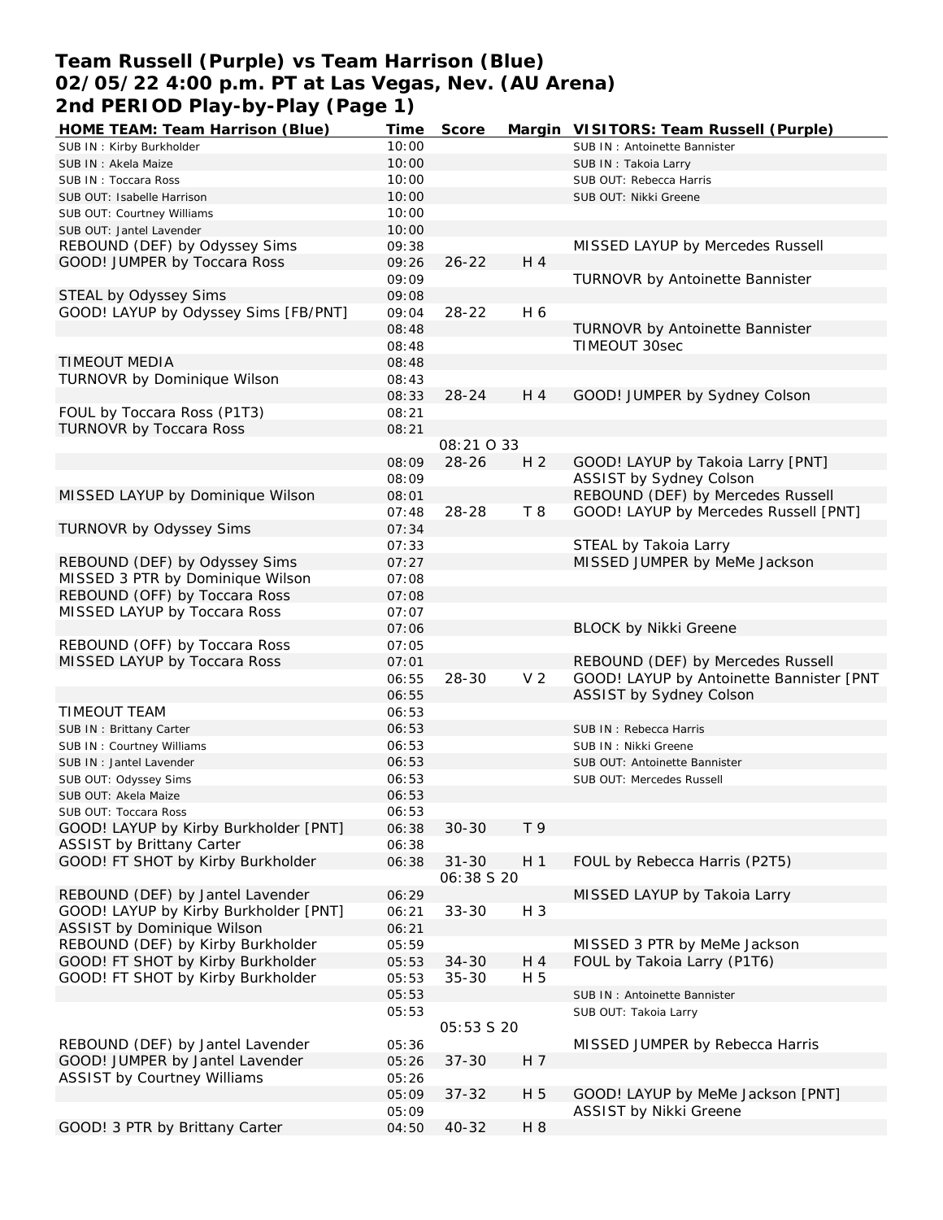# Team Russell (Purple) vs Team Harrison (Blue)
## 02/05/22 4:00 p.m. PT at Las Vegas, Nev. (AU Arena)
## 2nd PERIOD Play-by-Play (Page 1)

| HOME TEAM: Team Harrison (Blue) | Time | Score | Margin | VISITORS: Team Russell (Purple) |
|---|---|---|---|---|
| SUB IN : Kirby Burkholder | 10:00 | | | SUB IN : Antoinette Bannister |
| SUB IN : Akela Maize | 10:00 | | | SUB IN : Takoia Larry |
| SUB IN : Toccara Ross | 10:00 | | | SUB OUT: Rebecca Harris |
| SUB OUT: Isabelle Harrison | 10:00 | | | SUB OUT: Nikki Greene |
| SUB OUT: Courtney Williams | 10:00 | | | |
| SUB OUT: Jantel Lavender | 10:00 | | | |
| REBOUND (DEF) by Odyssey Sims | 09:38 | | | MISSED LAYUP by Mercedes Russell |
| GOOD! JUMPER by Toccara Ross | 09:26 | 26-22 | H 4 | |
| | 09:09 | | | TURNOVR by Antoinette Bannister |
| STEAL by Odyssey Sims | 09:08 | | | |
| GOOD! LAYUP by Odyssey Sims [FB/PNT] | 09:04 | 28-22 | H 6 | |
| | 08:48 | | | TURNOVR by Antoinette Bannister |
| | 08:48 | | | TIMEOUT 30sec |
| TIMEOUT MEDIA | 08:48 | | | |
| TURNOVR by Dominique Wilson | 08:43 | | | |
| | 08:33 | 28-24 | H 4 | GOOD! JUMPER by Sydney Colson |
| FOUL by Toccara Ross (P1T3) | 08:21 | | | |
| TURNOVR by Toccara Ross | 08:21 | | | |
| | | 08:21 O 33 | | |
| | 08:09 | 28-26 | H 2 | GOOD! LAYUP by Takoia Larry [PNT] |
| | 08:09 | | | ASSIST by Sydney Colson |
| MISSED LAYUP by Dominique Wilson | 08:01 | | | REBOUND (DEF) by Mercedes Russell |
| | 07:48 | 28-28 | T 8 | GOOD! LAYUP by Mercedes Russell [PNT] |
| TURNOVR by Odyssey Sims | 07:34 | | | |
| | 07:33 | | | STEAL by Takoia Larry |
| REBOUND (DEF) by Odyssey Sims | 07:27 | | | MISSED JUMPER by MeMe Jackson |
| MISSED 3 PTR by Dominique Wilson | 07:08 | | | |
| REBOUND (OFF) by Toccara Ross | 07:08 | | | |
| MISSED LAYUP by Toccara Ross | 07:07 | | | |
| | 07:06 | | | BLOCK by Nikki Greene |
| REBOUND (OFF) by Toccara Ross | 07:05 | | | |
| MISSED LAYUP by Toccara Ross | 07:01 | | | REBOUND (DEF) by Mercedes Russell |
| | 06:55 | 28-30 | V 2 | GOOD! LAYUP by Antoinette Bannister [PNT |
| | 06:55 | | | ASSIST by Sydney Colson |
| TIMEOUT TEAM | 06:53 | | | |
| SUB IN : Brittany Carter | 06:53 | | | SUB IN : Rebecca Harris |
| SUB IN : Courtney Williams | 06:53 | | | SUB IN : Nikki Greene |
| SUB IN : Jantel Lavender | 06:53 | | | SUB OUT: Antoinette Bannister |
| SUB OUT: Odyssey Sims | 06:53 | | | SUB OUT: Mercedes Russell |
| SUB OUT: Akela Maize | 06:53 | | | |
| SUB OUT: Toccara Ross | 06:53 | | | |
| GOOD! LAYUP by Kirby Burkholder [PNT] | 06:38 | 30-30 | T 9 | |
| ASSIST by Brittany Carter | 06:38 | | | |
| GOOD! FT SHOT by Kirby Burkholder | 06:38 | 31-30 | H 1 | FOUL by Rebecca Harris (P2T5) |
| | | 06:38 S 20 | | |
| REBOUND (DEF) by Jantel Lavender | 06:29 | | | MISSED LAYUP by Takoia Larry |
| GOOD! LAYUP by Kirby Burkholder [PNT] | 06:21 | 33-30 | H 3 | |
| ASSIST by Dominique Wilson | 06:21 | | | |
| REBOUND (DEF) by Kirby Burkholder | 05:59 | | | MISSED 3 PTR by MeMe Jackson |
| GOOD! FT SHOT by Kirby Burkholder | 05:53 | 34-30 | H 4 | FOUL by Takoia Larry (P1T6) |
| GOOD! FT SHOT by Kirby Burkholder | 05:53 | 35-30 | H 5 | |
| | 05:53 | | | SUB IN : Antoinette Bannister |
| | 05:53 | | | SUB OUT: Takoia Larry |
| | | 05:53 S 20 | | |
| REBOUND (DEF) by Jantel Lavender | 05:36 | | | MISSED JUMPER by Rebecca Harris |
| GOOD! JUMPER by Jantel Lavender | 05:26 | 37-30 | H 7 | |
| ASSIST by Courtney Williams | 05:26 | | | |
| | 05:09 | 37-32 | H 5 | GOOD! LAYUP by MeMe Jackson [PNT] |
| | 05:09 | | | ASSIST by Nikki Greene |
| GOOD! 3 PTR by Brittany Carter | 04:50 | 40-32 | H 8 | |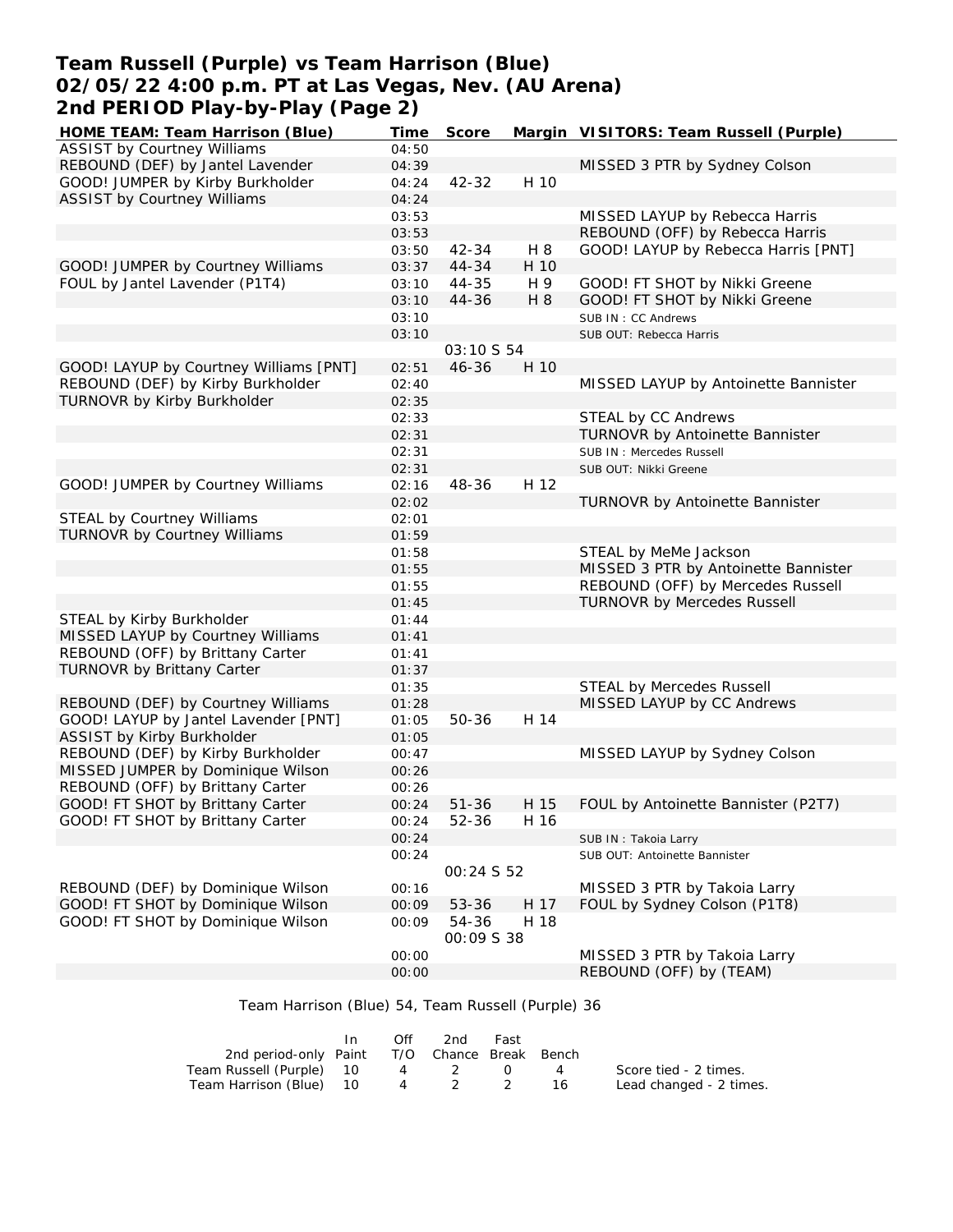# Team Russell (Purple) vs Team Harrison (Blue)
# 02/05/22 4:00 p.m. PT at Las Vegas, Nev. (AU Arena)
# 2nd PERIOD Play-by-Play (Page 2)

| HOME TEAM: Team Harrison (Blue) | Time | Score | Margin | VISITORS: Team Russell (Purple) |
|---|---|---|---|---|
| ASSIST by Courtney Williams | 04:50 | | | |
| REBOUND (DEF) by Jantel Lavender | 04:39 | | | MISSED 3 PTR by Sydney Colson |
| GOOD! JUMPER by Kirby Burkholder | 04:24 | 42-32 | H 10 | |
| ASSIST by Courtney Williams | 04:24 | | | |
| | 03:53 | | | MISSED LAYUP by Rebecca Harris |
| | 03:53 | | | REBOUND (OFF) by Rebecca Harris |
| | 03:50 | 42-34 | H 8 | GOOD! LAYUP by Rebecca Harris [PNT] |
| GOOD! JUMPER by Courtney Williams | 03:37 | 44-34 | H 10 | |
| FOUL by Jantel Lavender (P1T4) | 03:10 | 44-35 | H 9 | GOOD! FT SHOT by Nikki Greene |
| | 03:10 | 44-36 | H 8 | GOOD! FT SHOT by Nikki Greene |
| | 03:10 | | | SUB IN : CC Andrews |
| | 03:10 | | | SUB OUT: Rebecca Harris |
| | | 03:10 S 54 | | |
| GOOD! LAYUP by Courtney Williams [PNT] | 02:51 | 46-36 | H 10 | |
| REBOUND (DEF) by Kirby Burkholder | 02:40 | | | MISSED LAYUP by Antoinette Bannister |
| TURNOVR by Kirby Burkholder | 02:35 | | | |
| | 02:33 | | | STEAL by CC Andrews |
| | 02:31 | | | TURNOVR by Antoinette Bannister |
| | 02:31 | | | SUB IN : Mercedes Russell |
| | 02:31 | | | SUB OUT: Nikki Greene |
| GOOD! JUMPER by Courtney Williams | 02:16 | 48-36 | H 12 | |
| | 02:02 | | | TURNOVR by Antoinette Bannister |
| STEAL by Courtney Williams | 02:01 | | | |
| TURNOVR by Courtney Williams | 01:59 | | | |
| | 01:58 | | | STEAL by MeMe Jackson |
| | 01:55 | | | MISSED 3 PTR by Antoinette Bannister |
| | 01:55 | | | REBOUND (OFF) by Mercedes Russell |
| | 01:45 | | | TURNOVR by Mercedes Russell |
| STEAL by Kirby Burkholder | 01:44 | | | |
| MISSED LAYUP by Courtney Williams | 01:41 | | | |
| REBOUND (OFF) by Brittany Carter | 01:41 | | | |
| TURNOVR by Brittany Carter | 01:37 | | | |
| | 01:35 | | | STEAL by Mercedes Russell |
| REBOUND (DEF) by Courtney Williams | 01:28 | | | MISSED LAYUP by CC Andrews |
| GOOD! LAYUP by Jantel Lavender [PNT] | 01:05 | 50-36 | H 14 | |
| ASSIST by Kirby Burkholder | 01:05 | | | |
| REBOUND (DEF) by Kirby Burkholder | 00:47 | | | MISSED LAYUP by Sydney Colson |
| MISSED JUMPER by Dominique Wilson | 00:26 | | | |
| REBOUND (OFF) by Brittany Carter | 00:26 | | | |
| GOOD! FT SHOT by Brittany Carter | 00:24 | 51-36 | H 15 | FOUL by Antoinette Bannister (P2T7) |
| GOOD! FT SHOT by Brittany Carter | 00:24 | 52-36 | H 16 | |
| | 00:24 | | | SUB IN : Takoia Larry |
| | 00:24 | | | SUB OUT: Antoinette Bannister |
| | | 00:24 S 52 | | |
| REBOUND (DEF) by Dominique Wilson | 00:16 | | | MISSED 3 PTR by Takoia Larry |
| GOOD! FT SHOT by Dominique Wilson | 00:09 | 53-36 | H 17 | FOUL by Sydney Colson (P1T8) |
| GOOD! FT SHOT by Dominique Wilson | 00:09 | 54-36 | H 18 | |
| | | 00:09 S 38 | | |
| | 00:00 | | | MISSED 3 PTR by Takoia Larry |
| | 00:00 | | | REBOUND (OFF) by (TEAM) |

Team Harrison (Blue) 54, Team Russell (Purple) 36

| 2nd period-only | In Paint | Off T/O | 2nd Chance | Fast Break | Bench |
|---|---|---|---|---|---|
| Team Russell (Purple) | 10 | 4 | 2 | 0 | 4 |
| Team Harrison (Blue) | 10 | 4 | 2 | 2 | 16 |

Score tied - 2 times.
Lead changed - 2 times.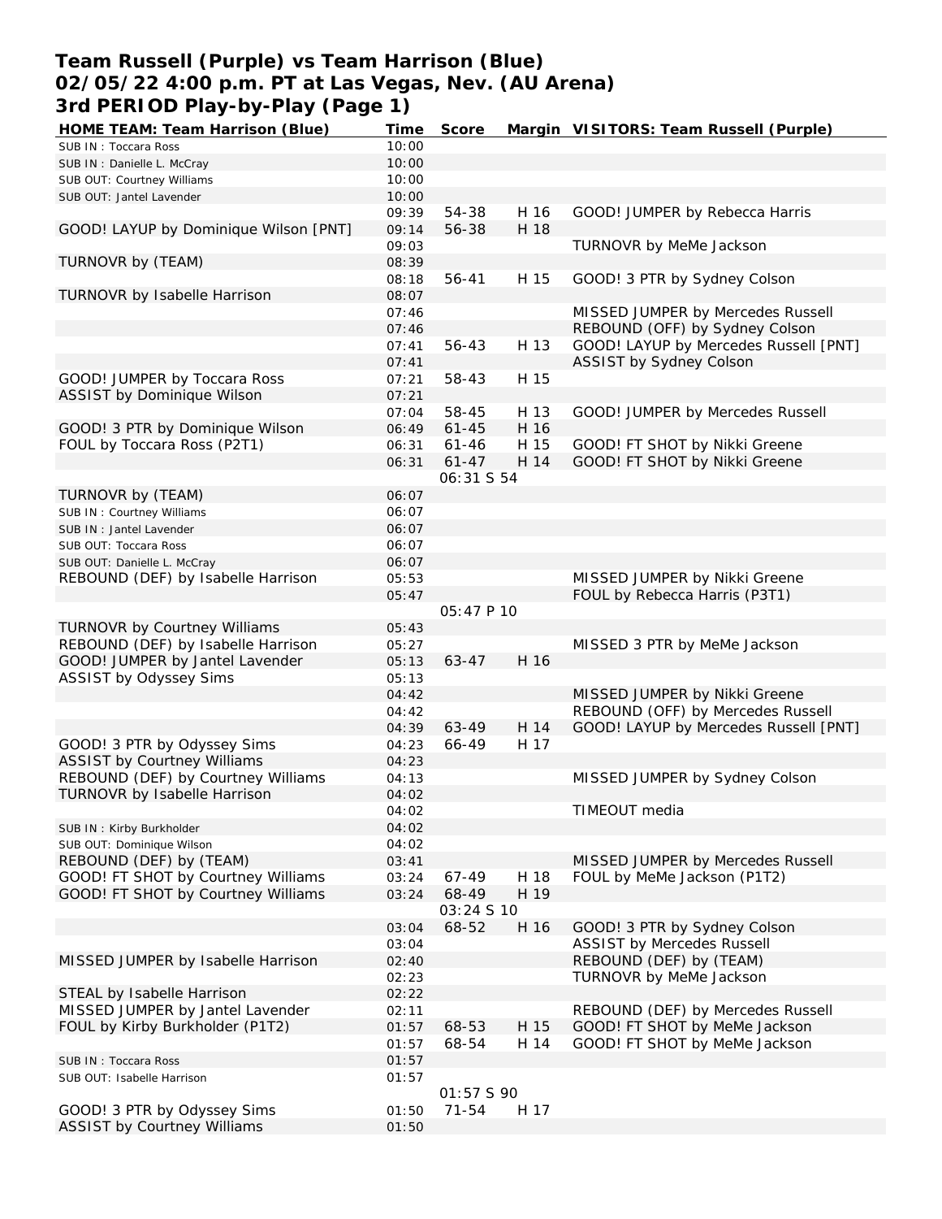# Team Russell (Purple) vs Team Harrison (Blue)
## 02/05/22 4:00 p.m. PT at Las Vegas, Nev. (AU Arena)
## 3rd PERIOD Play-by-Play (Page 1)

| HOME TEAM: Team Harrison (Blue) | Time | Score | Margin | VISITORS: Team Russell (Purple) |
|---|---|---|---|---|
| SUB IN : Toccara Ross | 10:00 | | | |
| SUB IN : Danielle L. McCray | 10:00 | | | |
| SUB OUT: Courtney Williams | 10:00 | | | |
| SUB OUT: Jantel Lavender | 10:00 | | | |
| | 09:39 | 54-38 | H 16 | GOOD! JUMPER by Rebecca Harris |
| GOOD! LAYUP by Dominique Wilson [PNT] | 09:14 | 56-38 | H 18 | |
| | 09:03 | | | TURNOVR by MeMe Jackson |
| TURNOVR by (TEAM) | 08:39 | | | |
| | 08:18 | 56-41 | H 15 | GOOD! 3 PTR by Sydney Colson |
| TURNOVR by Isabelle Harrison | 08:07 | | | |
| | 07:46 | | | MISSED JUMPER by Mercedes Russell |
| | 07:46 | | | REBOUND (OFF) by Sydney Colson |
| | 07:41 | 56-43 | H 13 | GOOD! LAYUP by Mercedes Russell [PNT] |
| | 07:41 | | | ASSIST by Sydney Colson |
| GOOD! JUMPER by Toccara Ross | 07:21 | 58-43 | H 15 | |
| ASSIST by Dominique Wilson | 07:21 | | | |
| | 07:04 | 58-45 | H 13 | GOOD! JUMPER by Mercedes Russell |
| GOOD! 3 PTR by Dominique Wilson | 06:49 | 61-45 | H 16 | |
| FOUL by Toccara Ross (P2T1) | 06:31 | 61-46 | H 15 | GOOD! FT SHOT by Nikki Greene |
| | 06:31 | 61-47 | H 14 | GOOD! FT SHOT by Nikki Greene |
| | | 06:31 S 54 | | |
| TURNOVR by (TEAM) | 06:07 | | | |
| SUB IN : Courtney Williams | 06:07 | | | |
| SUB IN : Jantel Lavender | 06:07 | | | |
| SUB OUT: Toccara Ross | 06:07 | | | |
| SUB OUT: Danielle L. McCray | 06:07 | | | |
| REBOUND (DEF) by Isabelle Harrison | 05:53 | | | MISSED JUMPER by Nikki Greene |
| | 05:47 | | | FOUL by Rebecca Harris (P3T1) |
| | | 05:47 P 10 | | |
| TURNOVR by Courtney Williams | 05:43 | | | |
| REBOUND (DEF) by Isabelle Harrison | 05:27 | | | MISSED 3 PTR by MeMe Jackson |
| GOOD! JUMPER by Jantel Lavender | 05:13 | 63-47 | H 16 | |
| ASSIST by Odyssey Sims | 05:13 | | | |
| | 04:42 | | | MISSED JUMPER by Nikki Greene |
| | 04:42 | | | REBOUND (OFF) by Mercedes Russell |
| | 04:39 | 63-49 | H 14 | GOOD! LAYUP by Mercedes Russell [PNT] |
| GOOD! 3 PTR by Odyssey Sims | 04:23 | 66-49 | H 17 | |
| ASSIST by Courtney Williams | 04:23 | | | |
| REBOUND (DEF) by Courtney Williams | 04:13 | | | MISSED JUMPER by Sydney Colson |
| TURNOVR by Isabelle Harrison | 04:02 | | | |
| | 04:02 | | | TIMEOUT media |
| SUB IN : Kirby Burkholder | 04:02 | | | |
| SUB OUT: Dominique Wilson | 04:02 | | | |
| REBOUND (DEF) by (TEAM) | 03:41 | | | MISSED JUMPER by Mercedes Russell |
| GOOD! FT SHOT by Courtney Williams | 03:24 | 67-49 | H 18 | FOUL by MeMe Jackson (P1T2) |
| GOOD! FT SHOT by Courtney Williams | 03:24 | 68-49 | H 19 | |
| | | 03:24 S 10 | | |
| | 03:04 | 68-52 | H 16 | GOOD! 3 PTR by Sydney Colson |
| | 03:04 | | | ASSIST by Mercedes Russell |
| MISSED JUMPER by Isabelle Harrison | 02:40 | | | REBOUND (DEF) by (TEAM) |
| | 02:23 | | | TURNOVR by MeMe Jackson |
| STEAL by Isabelle Harrison | 02:22 | | | |
| MISSED JUMPER by Jantel Lavender | 02:11 | | | REBOUND (DEF) by Mercedes Russell |
| FOUL by Kirby Burkholder (P1T2) | 01:57 | 68-53 | H 15 | GOOD! FT SHOT by MeMe Jackson |
| | 01:57 | 68-54 | H 14 | GOOD! FT SHOT by MeMe Jackson |
| SUB IN : Toccara Ross | 01:57 | | | |
| SUB OUT: Isabelle Harrison | 01:57 | | | |
| | | 01:57 S 90 | | |
| GOOD! 3 PTR by Odyssey Sims | 01:50 | 71-54 | H 17 | |
| ASSIST by Courtney Williams | 01:50 | | | |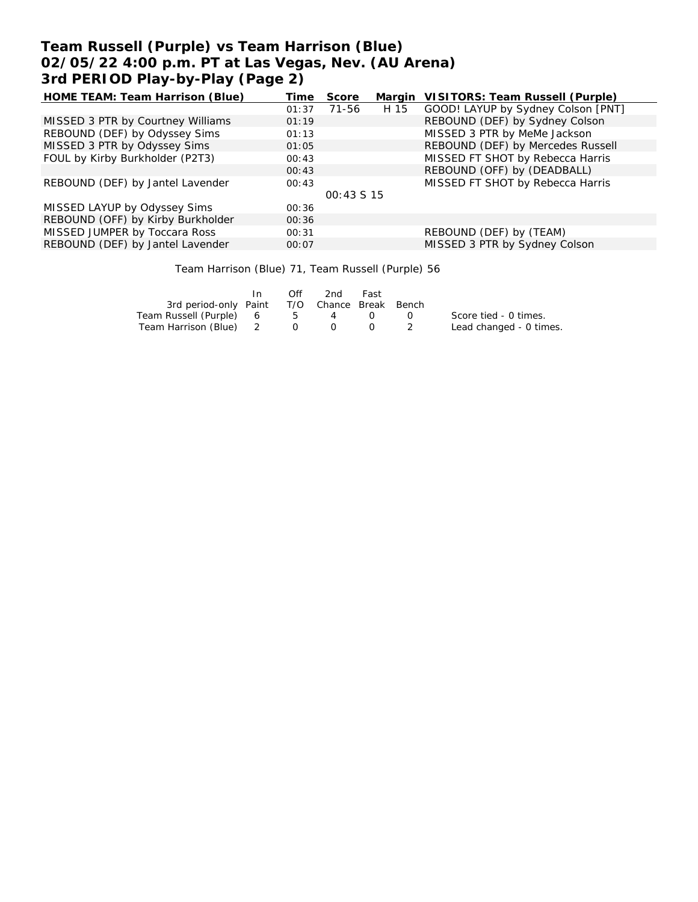# Team Russell (Purple) vs Team Harrison (Blue)
# 02/05/22 4:00 p.m. PT at Las Vegas, Nev. (AU Arena)
# 3rd PERIOD Play-by-Play (Page 2)

| HOME TEAM: Team Harrison (Blue) | Time | Score | Margin | VISITORS: Team Russell (Purple) |
|---|---|---|---|---|
| | 01:37 | 71-56 | H 15 | GOOD! LAYUP by Sydney Colson [PNT] |
| MISSED 3 PTR by Courtney Williams | 01:19 | | | REBOUND (DEF) by Sydney Colson |
| REBOUND (DEF) by Odyssey Sims | 01:13 | | | MISSED 3 PTR by MeMe Jackson |
| MISSED 3 PTR by Odyssey Sims | 01:05 | | | REBOUND (DEF) by Mercedes Russell |
| FOUL by Kirby Burkholder (P2T3) | 00:43 | | | MISSED FT SHOT by Rebecca Harris |
| | 00:43 | | | REBOUND (OFF) by (DEADBALL) |
| REBOUND (DEF) by Jantel Lavender | 00:43 | | | MISSED FT SHOT by Rebecca Harris |
| | | 00:43 S 15 | | |
| MISSED LAYUP by Odyssey Sims | 00:36 | | | |
| REBOUND (OFF) by Kirby Burkholder | 00:36 | | | |
| MISSED JUMPER by Toccara Ross | 00:31 | | | REBOUND (DEF) by (TEAM) |
| REBOUND (DEF) by Jantel Lavender | 00:07 | | | MISSED 3 PTR by Sydney Colson |

Team Harrison (Blue) 71, Team Russell (Purple) 56

| 3rd period-only | In Paint | Off T/O | 2nd Chance | Fast Break | Bench |
|---|---|---|---|---|---|
| Team Russell (Purple) | 6 | 5 | 4 | 0 | 0 |
| Team Harrison (Blue) | 2 | 0 | 0 | 0 | 2 |

Score tied - 0 times.
Lead changed - 0 times.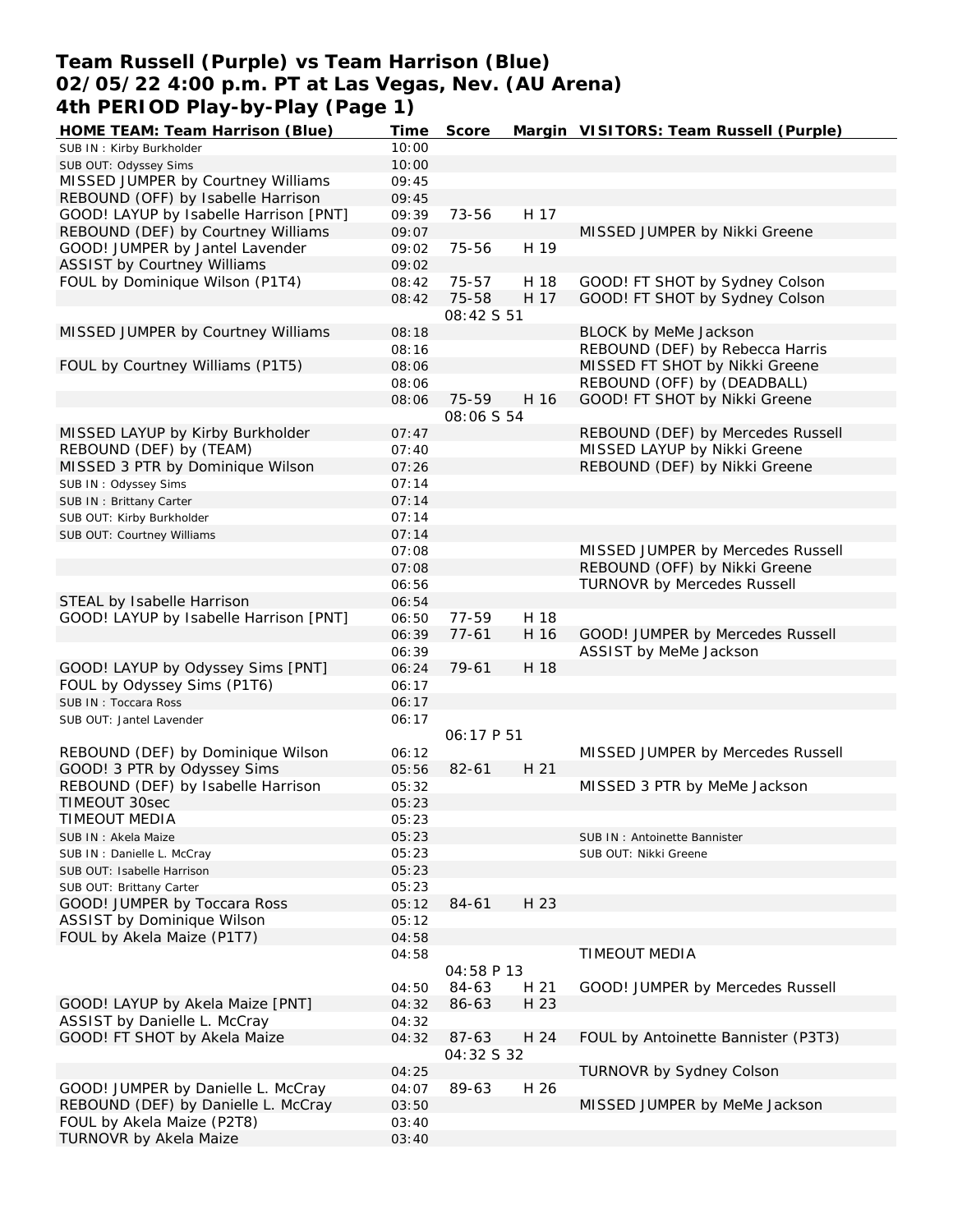# Team Russell (Purple) vs Team Harrison (Blue)
## 02/05/22 4:00 p.m. PT at Las Vegas, Nev. (AU Arena)
## 4th PERIOD Play-by-Play (Page 1)

| HOME TEAM: Team Harrison (Blue) | Time | Score | Margin | VISITORS: Team Russell (Purple) |
|---|---|---|---|---|
| SUB IN : Kirby Burkholder | 10:00 | | | |
| SUB OUT: Odyssey Sims | 10:00 | | | |
| MISSED JUMPER by Courtney Williams | 09:45 | | | |
| REBOUND (OFF) by Isabelle Harrison | 09:45 | | | |
| GOOD! LAYUP by Isabelle Harrison [PNT] | 09:39 | 73-56 | H 17 | |
| REBOUND (DEF) by Courtney Williams | 09:07 | | | MISSED JUMPER by Nikki Greene |
| GOOD! JUMPER by Jantel Lavender | 09:02 | 75-56 | H 19 | |
| ASSIST by Courtney Williams | 09:02 | | | |
| FOUL by Dominique Wilson (P1T4) | 08:42 | 75-57 | H 18 | GOOD! FT SHOT by Sydney Colson |
| | 08:42 | 75-58 | H 17 | GOOD! FT SHOT by Sydney Colson |
| | | 08:42 S 51 | | |
| MISSED JUMPER by Courtney Williams | 08:18 | | | BLOCK by MeMe Jackson |
| | 08:16 | | | REBOUND (DEF) by Rebecca Harris |
| FOUL by Courtney Williams (P1T5) | 08:06 | | | MISSED FT SHOT by Nikki Greene |
| | 08:06 | | | REBOUND (OFF) by (DEADBALL) |
| | 08:06 | 75-59 | H 16 | GOOD! FT SHOT by Nikki Greene |
| | | 08:06 S 54 | | |
| MISSED LAYUP by Kirby Burkholder | 07:47 | | | REBOUND (DEF) by Mercedes Russell |
| REBOUND (DEF) by (TEAM) | 07:40 | | | MISSED LAYUP by Nikki Greene |
| MISSED 3 PTR by Dominique Wilson | 07:26 | | | REBOUND (DEF) by Nikki Greene |
| SUB IN : Odyssey Sims | 07:14 | | | |
| SUB IN : Brittany Carter | 07:14 | | | |
| SUB OUT: Kirby Burkholder | 07:14 | | | |
| SUB OUT: Courtney Williams | 07:14 | | | |
| | 07:08 | | | MISSED JUMPER by Mercedes Russell |
| | 07:08 | | | REBOUND (OFF) by Nikki Greene |
| | 06:56 | | | TURNOVR by Mercedes Russell |
| STEAL by Isabelle Harrison | 06:54 | | | |
| GOOD! LAYUP by Isabelle Harrison [PNT] | 06:50 | 77-59 | H 18 | |
| | 06:39 | 77-61 | H 16 | GOOD! JUMPER by Mercedes Russell |
| | 06:39 | | | ASSIST by MeMe Jackson |
| GOOD! LAYUP by Odyssey Sims [PNT] | 06:24 | 79-61 | H 18 | |
| FOUL by Odyssey Sims (P1T6) | 06:17 | | | |
| SUB IN : Toccara Ross | 06:17 | | | |
| SUB OUT: Jantel Lavender | 06:17 | | | |
| | | 06:17 P 51 | | |
| REBOUND (DEF) by Dominique Wilson | 06:12 | | | MISSED JUMPER by Mercedes Russell |
| GOOD! 3 PTR by Odyssey Sims | 05:56 | 82-61 | H 21 | |
| REBOUND (DEF) by Isabelle Harrison | 05:32 | | | MISSED 3 PTR by MeMe Jackson |
| TIMEOUT 30sec | 05:23 | | | |
| TIMEOUT MEDIA | 05:23 | | | |
| SUB IN : Akela Maize | 05:23 | | | SUB IN : Antoinette Bannister |
| SUB IN : Danielle L. McCray | 05:23 | | | SUB OUT: Nikki Greene |
| SUB OUT: Isabelle Harrison | 05:23 | | | |
| SUB OUT: Brittany Carter | 05:23 | | | |
| GOOD! JUMPER by Toccara Ross | 05:12 | 84-61 | H 23 | |
| ASSIST by Dominique Wilson | 05:12 | | | |
| FOUL by Akela Maize (P1T7) | 04:58 | | | |
| | 04:58 | | | TIMEOUT MEDIA |
| | | 04:58 P 13 | | |
| | 04:50 | 84-63 | H 21 | GOOD! JUMPER by Mercedes Russell |
| GOOD! LAYUP by Akela Maize [PNT] | 04:32 | 86-63 | H 23 | |
| ASSIST by Danielle L. McCray | 04:32 | | | |
| GOOD! FT SHOT by Akela Maize | 04:32 | 87-63 | H 24 | FOUL by Antoinette Bannister (P3T3) |
| | | 04:32 S 32 | | |
| | 04:25 | | | TURNOVR by Sydney Colson |
| GOOD! JUMPER by Danielle L. McCray | 04:07 | 89-63 | H 26 | |
| REBOUND (DEF) by Danielle L. McCray | 03:50 | | | MISSED JUMPER by MeMe Jackson |
| FOUL by Akela Maize (P2T8) | 03:40 | | | |
| TURNOVR by Akela Maize | 03:40 | | | |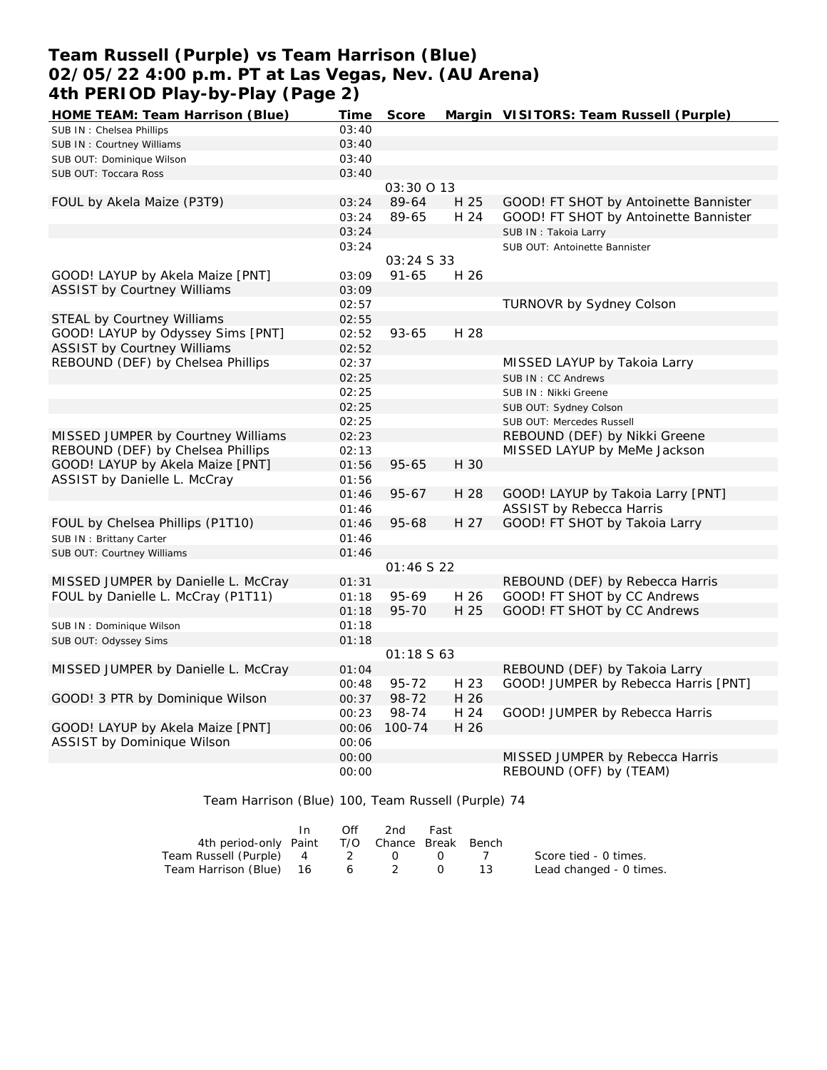# Team Russell (Purple) vs Team Harrison (Blue)
## 02/05/22 4:00 p.m. PT at Las Vegas, Nev. (AU Arena)
## 4th PERIOD Play-by-Play (Page 2)

| HOME TEAM: Team Harrison (Blue) | Time | Score | Margin | VISITORS: Team Russell (Purple) |
|---|---|---|---|---|
| SUB IN : Chelsea Phillips | 03:40 | | | |
| SUB IN : Courtney Williams | 03:40 | | | |
| SUB OUT: Dominique Wilson | 03:40 | | | |
| SUB OUT: Toccara Ross | 03:40 | | | |
| | | 03:30 O 13 | | |
| FOUL by Akela Maize (P3T9) | 03:24 | 89-64 | H 25 | GOOD! FT SHOT by Antoinette Bannister |
| | 03:24 | 89-65 | H 24 | GOOD! FT SHOT by Antoinette Bannister |
| | 03:24 | | | SUB IN : Takoia Larry |
| | 03:24 | | | SUB OUT: Antoinette Bannister |
| | | 03:24 S 33 | | |
| GOOD! LAYUP by Akela Maize [PNT] | 03:09 | 91-65 | H 26 | |
| ASSIST by Courtney Williams | 03:09 | | | |
| | 02:57 | | | TURNOVR by Sydney Colson |
| STEAL by Courtney Williams | 02:55 | | | |
| GOOD! LAYUP by Odyssey Sims [PNT] | 02:52 | 93-65 | H 28 | |
| ASSIST by Courtney Williams | 02:52 | | | |
| REBOUND (DEF) by Chelsea Phillips | 02:37 | | | MISSED LAYUP by Takoia Larry |
| | 02:25 | | | SUB IN : CC Andrews |
| | 02:25 | | | SUB IN : Nikki Greene |
| | 02:25 | | | SUB OUT: Sydney Colson |
| | 02:25 | | | SUB OUT: Mercedes Russell |
| MISSED JUMPER by Courtney Williams | 02:23 | | | REBOUND (DEF) by Nikki Greene |
| REBOUND (DEF) by Chelsea Phillips | 02:13 | | | MISSED LAYUP by MeMe Jackson |
| GOOD! LAYUP by Akela Maize [PNT] | 01:56 | 95-65 | H 30 | |
| ASSIST by Danielle L. McCray | 01:56 | | | |
| | 01:46 | 95-67 | H 28 | GOOD! LAYUP by Takoia Larry [PNT] |
| | 01:46 | | | ASSIST by Rebecca Harris |
| FOUL by Chelsea Phillips (P1T10) | 01:46 | 95-68 | H 27 | GOOD! FT SHOT by Takoia Larry |
| SUB IN : Brittany Carter | 01:46 | | | |
| SUB OUT: Courtney Williams | 01:46 | | | |
| | | 01:46 S 22 | | |
| MISSED JUMPER by Danielle L. McCray | 01:31 | | | REBOUND (DEF) by Rebecca Harris |
| FOUL by Danielle L. McCray (P1T11) | 01:18 | 95-69 | H 26 | GOOD! FT SHOT by CC Andrews |
| | 01:18 | 95-70 | H 25 | GOOD! FT SHOT by CC Andrews |
| SUB IN : Dominique Wilson | 01:18 | | | |
| SUB OUT: Odyssey Sims | 01:18 | | | |
| | | 01:18 S 63 | | |
| MISSED JUMPER by Danielle L. McCray | 01:04 | | | REBOUND (DEF) by Takoia Larry |
| | 00:48 | 95-72 | H 23 | GOOD! JUMPER by Rebecca Harris [PNT] |
| GOOD! 3 PTR by Dominique Wilson | 00:37 | 98-72 | H 26 | |
| | 00:23 | 98-74 | H 24 | GOOD! JUMPER by Rebecca Harris |
| GOOD! LAYUP by Akela Maize [PNT] | 00:06 | 100-74 | H 26 | |
| ASSIST by Dominique Wilson | 00:06 | | | |
| | 00:00 | | | MISSED JUMPER by Rebecca Harris |
| | 00:00 | | | REBOUND (OFF) by (TEAM) |

Team Harrison (Blue) 100, Team Russell (Purple) 74

| 4th period-only | In Paint | Off T/O | 2nd Chance | Fast Break | Bench |
|---|---|---|---|---|---|
| Team Russell (Purple) | 4 | 2 | 0 | 0 | 7 |
| Team Harrison (Blue) | 16 | 6 | 2 | 0 | 13 |

Score tied - 0 times.
Lead changed - 0 times.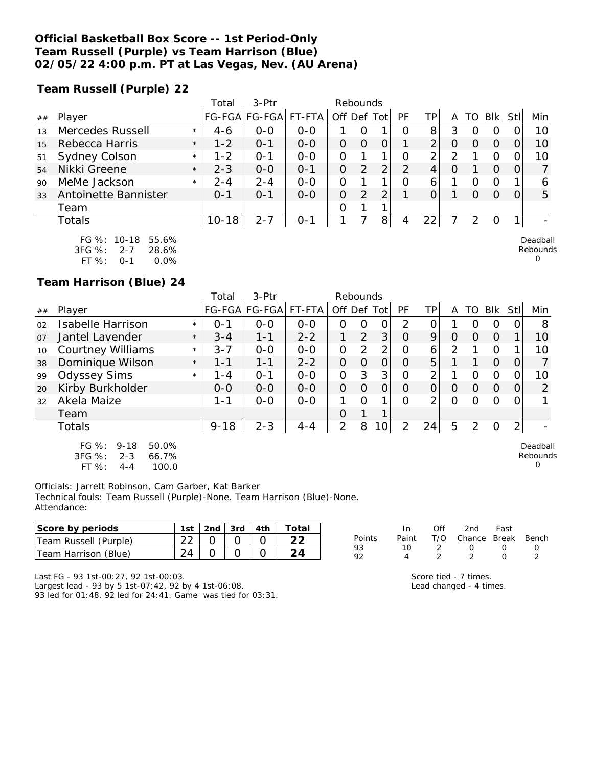**Official Basketball Box Score -- 1st Period-Only**
**Team Russell (Purple) vs Team Harrison (Blue)**
**02/05/22 4:00 p.m. PT at Las Vegas, Nev. (AU Arena)**

**Team Russell (Purple) 22**

| ## | Player | | Total FG-FGA | 3-Ptr FG-FGA | FT-FTA | Rebounds Off | Def | Tot | PF | TP | A | TO | Blk | Stl | Min |
|---|---|---|---|---|---|---|---|---|---|---|---|---|---|---|---|
| 13 | Mercedes Russell | * | 4-6 | 0-0 | 0-0 | 1 | 0 | 1 | 0 | 8 | 3 | 0 | 0 | 0 | 10 |
| 15 | Rebecca Harris | * | 1-2 | 0-1 | 0-0 | 0 | 0 | 0 | 1 | 2 | 0 | 0 | 0 | 0 | 10 |
| 51 | Sydney Colson | * | 1-2 | 0-1 | 0-0 | 0 | 1 | 1 | 0 | 2 | 2 | 1 | 0 | 0 | 10 |
| 54 | Nikki Greene | * | 2-3 | 0-0 | 0-1 | 0 | 2 | 2 | 2 | 4 | 0 | 1 | 0 | 0 | 7 |
| 90 | MeMe Jackson | * | 2-4 | 2-4 | 0-0 | 0 | 1 | 1 | 0 | 6 | 1 | 0 | 0 | 1 | 6 |
| 33 | Antoinette Bannister | | 0-1 | 0-1 | 0-0 | 0 | 2 | 2 | 1 | 0 | 1 | 0 | 0 | 0 | 5 |
| | Team | | | | | 0 | 1 | 1 | | | | | | | |
| | Totals | | 10-18 | 2-7 | 0-1 | 1 | 7 | 8 | 4 | 22 | 7 | 2 | 0 | 1 | - |

FG %: 10-18 55.6%
3FG %: 2-7 28.6%
FT %: 0-1 0.0%

Deadball Rebounds 0

**Team Harrison (Blue) 24**

| ## | Player | | Total FG-FGA | 3-Ptr FG-FGA | FT-FTA | Rebounds Off | Def | Tot | PF | TP | A | TO | Blk | Stl | Min |
|---|---|---|---|---|---|---|---|---|---|---|---|---|---|---|---|
| 02 | Isabelle Harrison | * | 0-1 | 0-0 | 0-0 | 0 | 0 | 0 | 2 | 0 | 1 | 0 | 0 | 0 | 8 |
| 07 | Jantel Lavender | * | 3-4 | 1-1 | 2-2 | 1 | 2 | 3 | 0 | 9 | 0 | 0 | 0 | 1 | 10 |
| 10 | Courtney Williams | * | 3-7 | 0-0 | 0-0 | 0 | 2 | 2 | 0 | 6 | 2 | 1 | 0 | 1 | 10 |
| 38 | Dominique Wilson | * | 1-1 | 1-1 | 2-2 | 0 | 0 | 0 | 0 | 5 | 1 | 1 | 0 | 0 | 7 |
| 99 | Odyssey Sims | * | 1-4 | 0-1 | 0-0 | 0 | 3 | 3 | 0 | 2 | 1 | 0 | 0 | 0 | 10 |
| 20 | Kirby Burkholder | | 0-0 | 0-0 | 0-0 | 0 | 0 | 0 | 0 | 0 | 0 | 0 | 0 | 0 | 2 |
| 32 | Akela Maize | | 1-1 | 0-0 | 0-0 | 1 | 0 | 1 | 0 | 2 | 0 | 0 | 0 | 0 | 1 |
| | Team | | | | | 0 | 1 | 1 | | | | | | | |
| | Totals | | 9-18 | 2-3 | 4-4 | 2 | 8 | 10 | 2 | 24 | 5 | 2 | 0 | 2 | - |

FG %: 9-18 50.0%
3FG %: 2-3 66.7%
FT %: 4-4 100.0

Deadball Rebounds 0

Officials: Jarrett Robinson, Cam Garber, Kat Barker
Technical fouls: Team Russell (Purple)-None. Team Harrison (Blue)-None.
Attendance:

| Score by periods | 1st | 2nd | 3rd | 4th | Total |
|---|---|---|---|---|---|
| Team Russell (Purple) | 22 | 0 | 0 | 0 | 22 |
| Team Harrison (Blue) | 24 | 0 | 0 | 0 | 24 |

| Points | In Paint | Off T/O | 2nd Chance | Fast Break | Bench |
|---|---|---|---|---|---|
| 93 | 10 | 2 | 0 | 0 | 0 |
| 92 | 4 | 2 | 2 | 0 | 2 |

Last FG - 93 1st-00:27, 92 1st-00:03.
Largest lead - 93 by 5 1st-07:42, 92 by 4 1st-06:08.
93 led for 01:48. 92 led for 24:41. Game was tied for 03:31.

Score tied - 7 times.
Lead changed - 4 times.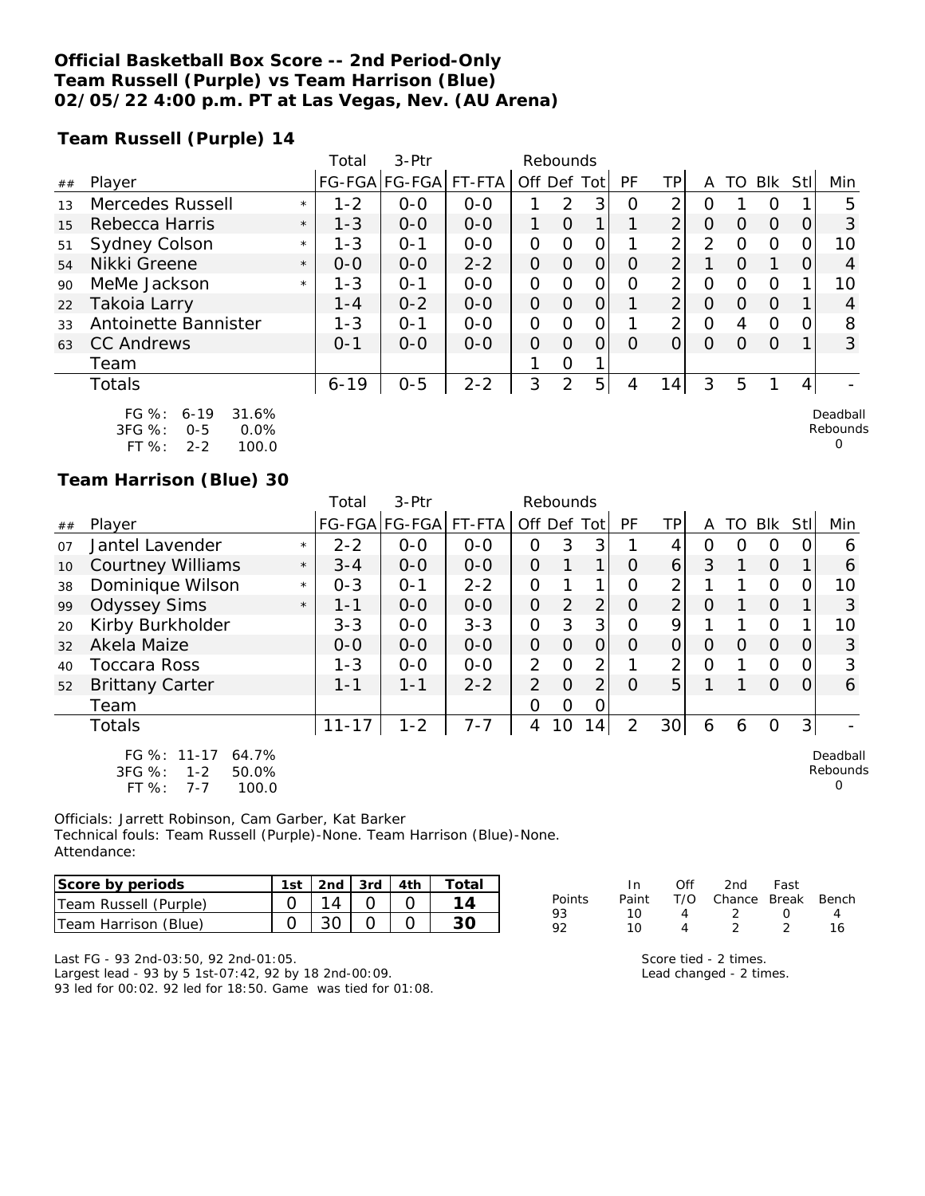**Official Basketball Box Score -- 2nd Period-Only**
**Team Russell (Purple) vs Team Harrison (Blue)**
**02/05/22 4:00 p.m. PT at Las Vegas, Nev. (AU Arena)**

**Team Russell (Purple) 14**

| ## | Player | | Total FG-FGA | 3-Ptr FG-FGA | FT-FTA | Rebounds Off | Def | Tot | PF | TP | A | TO | Blk | Stl | Min |
|---|---|---|---|---|---|---|---|---|---|---|---|---|---|---|---|
| 13 | Mercedes Russell | * | 1-2 | 0-0 | 0-0 | 1 | 2 | 3 | 0 | 2 | 0 | 1 | 0 | 1 | 5 |
| 15 | Rebecca Harris | * | 1-3 | 0-0 | 0-0 | 1 | 0 | 1 | 1 | 2 | 0 | 0 | 0 | 0 | 3 |
| 51 | Sydney Colson | * | 1-3 | 0-1 | 0-0 | 0 | 0 | 0 | 1 | 2 | 2 | 0 | 0 | 0 | 10 |
| 54 | Nikki Greene | * | 0-0 | 0-0 | 2-2 | 0 | 0 | 0 | 0 | 2 | 1 | 0 | 1 | 0 | 4 |
| 90 | MeMe Jackson | * | 1-3 | 0-1 | 0-0 | 0 | 0 | 0 | 0 | 2 | 0 | 0 | 0 | 1 | 10 |
| 22 | Takoia Larry | | 1-4 | 0-2 | 0-0 | 0 | 0 | 0 | 1 | 2 | 0 | 0 | 0 | 1 | 4 |
| 33 | Antoinette Bannister | | 1-3 | 0-1 | 0-0 | 0 | 0 | 0 | 1 | 2 | 0 | 4 | 0 | 0 | 8 |
| 63 | CC Andrews | | 0-1 | 0-0 | 0-0 | 0 | 0 | 0 | 0 | 0 | 0 | 0 | 0 | 1 | 3 |
| | Team | | | | | 1 | 0 | 1 | | | | | | | |
| | Totals | | 6-19 | 0-5 | 2-2 | 3 | 2 | 5 | 4 | 14 | 3 | 5 | 1 | 4 | - |

FG %: 6-19 31.6%
3FG %: 0-5 0.0%
FT %: 2-2 100.0

Deadball Rebounds 0

**Team Harrison (Blue) 30**

| ## | Player | | Total FG-FGA | 3-Ptr FG-FGA | FT-FTA | Rebounds Off | Def | Tot | PF | TP | A | TO | Blk | Stl | Min |
|---|---|---|---|---|---|---|---|---|---|---|---|---|---|---|---|
| 07 | Jantel Lavender | * | 2-2 | 0-0 | 0-0 | 0 | 3 | 3 | 1 | 4 | 0 | 0 | 0 | 0 | 6 |
| 10 | Courtney Williams | * | 3-4 | 0-0 | 0-0 | 0 | 1 | 1 | 0 | 6 | 3 | 1 | 0 | 1 | 6 |
| 38 | Dominique Wilson | * | 0-3 | 0-1 | 2-2 | 0 | 1 | 1 | 0 | 2 | 1 | 1 | 0 | 0 | 10 |
| 99 | Odyssey Sims | * | 1-1 | 0-0 | 0-0 | 0 | 2 | 2 | 0 | 2 | 0 | 1 | 0 | 1 | 3 |
| 20 | Kirby Burkholder | | 3-3 | 0-0 | 3-3 | 0 | 3 | 3 | 0 | 9 | 1 | 1 | 0 | 1 | 10 |
| 32 | Akela Maize | | 0-0 | 0-0 | 0-0 | 0 | 0 | 0 | 0 | 0 | 0 | 0 | 0 | 0 | 3 |
| 40 | Toccara Ross | | 1-3 | 0-0 | 0-0 | 2 | 0 | 2 | 1 | 2 | 0 | 1 | 0 | 0 | 3 |
| 52 | Brittany Carter | | 1-1 | 1-1 | 2-2 | 2 | 0 | 2 | 0 | 5 | 1 | 1 | 0 | 0 | 6 |
| | Team | | | | | 0 | 0 | 0 | | | | | | | |
| | Totals | | 11-17 | 1-2 | 7-7 | 4 | 10 | 14 | 2 | 30 | 6 | 6 | 0 | 3 | - |

FG %: 11-17 64.7%
3FG %: 1-2 50.0%
FT %: 7-7 100.0

Deadball Rebounds 0

Officials: Jarrett Robinson, Cam Garber, Kat Barker
Technical fouls: Team Russell (Purple)-None. Team Harrison (Blue)-None.
Attendance:

| Score by periods | 1st | 2nd | 3rd | 4th | Total |
|---|---|---|---|---|---|
| Team Russell (Purple) | 0 | 14 | 0 | 0 | 14 |
| Team Harrison (Blue) | 0 | 30 | 0 | 0 | 30 |

| Points | In Paint | Off T/O | 2nd Chance | Fast Break | Bench |
|---|---|---|---|---|---|
| 93 | 10 | 4 | 2 | 0 | 4 |
| 92 | 10 | 4 | 2 | 2 | 16 |

Last FG - 93 2nd-03:50, 92 2nd-01:05.
Largest lead - 93 by 5 1st-07:42, 92 by 18 2nd-00:09.
93 led for 00:02. 92 led for 18:50. Game was tied for 01:08.

Score tied - 2 times.
Lead changed - 2 times.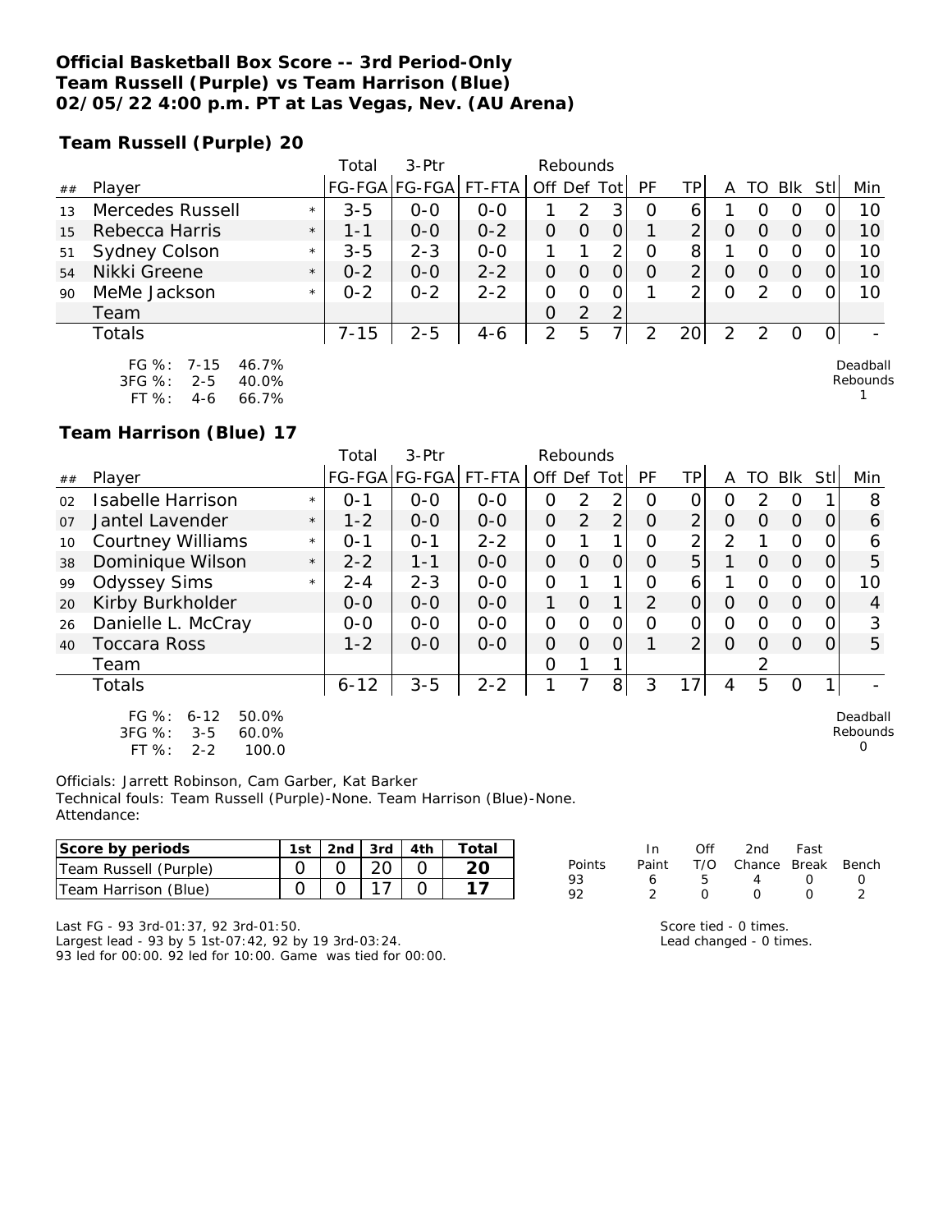# Official Basketball Box Score -- 3rd Period-Only
## Team Russell (Purple) vs Team Harrison (Blue)
## 02/05/22 4:00 p.m. PT at Las Vegas, Nev. (AU Arena)

### Team Russell (Purple) 20

| ## | Player | | Total FG-FGA | 3-Ptr FG-FGA | FT-FTA | Rebounds Off | Def | Tot | PF | TP | A | TO | Blk | Stl | Min |
|---|---|---|---|---|---|---|---|---|---|---|---|---|---|---|---|
| 13 | Mercedes Russell | * | 3-5 | 0-0 | 0-0 | 1 | 2 | 3 | 0 | 6 | 1 | 0 | 0 | 0 | 10 |
| 15 | Rebecca Harris | * | 1-1 | 0-0 | 0-2 | 0 | 0 | 0 | 1 | 2 | 0 | 0 | 0 | 0 | 10 |
| 51 | Sydney Colson | * | 3-5 | 2-3 | 0-0 | 1 | 1 | 2 | 0 | 8 | 1 | 0 | 0 | 0 | 10 |
| 54 | Nikki Greene | * | 0-2 | 0-0 | 2-2 | 0 | 0 | 0 | 0 | 2 | 0 | 0 | 0 | 0 | 10 |
| 90 | MeMe Jackson | * | 0-2 | 0-2 | 2-2 | 0 | 0 | 0 | 1 | 2 | 0 | 2 | 0 | 0 | 10 |
| | Team | | | | | 0 | 2 | 2 | | | | | | | |
| | Totals | | 7-15 | 2-5 | 4-6 | 2 | 5 | 7 | 2 | 20 | 2 | 2 | 0 | 0 | - |

FG %: 7-15 46.7%
3FG %: 2-5 40.0%
FT %: 4-6 66.7%

Deadball Rebounds 1

### Team Harrison (Blue) 17

| ## | Player | | Total FG-FGA | 3-Ptr FG-FGA | FT-FTA | Rebounds Off | Def | Tot | PF | TP | A | TO | Blk | Stl | Min |
|---|---|---|---|---|---|---|---|---|---|---|---|---|---|---|---|
| 02 | Isabelle Harrison | * | 0-1 | 0-0 | 0-0 | 0 | 2 | 2 | 0 | 0 | 0 | 2 | 0 | 1 | 8 |
| 07 | Jantel Lavender | * | 1-2 | 0-0 | 0-0 | 0 | 2 | 2 | 0 | 2 | 0 | 0 | 0 | 0 | 6 |
| 10 | Courtney Williams | * | 0-1 | 0-1 | 2-2 | 0 | 1 | 1 | 0 | 2 | 2 | 1 | 0 | 0 | 6 |
| 38 | Dominique Wilson | * | 2-2 | 1-1 | 0-0 | 0 | 0 | 0 | 0 | 5 | 1 | 0 | 0 | 0 | 5 |
| 99 | Odyssey Sims | * | 2-4 | 2-3 | 0-0 | 0 | 1 | 1 | 0 | 6 | 1 | 0 | 0 | 0 | 10 |
| 20 | Kirby Burkholder | | 0-0 | 0-0 | 0-0 | 1 | 0 | 1 | 2 | 0 | 0 | 0 | 0 | 0 | 4 |
| 26 | Danielle L. McCray | | 0-0 | 0-0 | 0-0 | 0 | 0 | 0 | 0 | 0 | 0 | 0 | 0 | 0 | 3 |
| 40 | Toccara Ross | | 1-2 | 0-0 | 0-0 | 0 | 0 | 0 | 1 | 2 | 0 | 0 | 0 | 0 | 5 |
| | Team | | | | | 0 | 1 | 1 | | | | 2 | | | |
| | Totals | | 6-12 | 3-5 | 2-2 | 1 | 7 | 8 | 3 | 17 | 4 | 5 | 0 | 1 | - |

FG %: 6-12 50.0%
3FG %: 3-5 60.0%
FT %: 2-2 100.0

Deadball Rebounds 0

Officials: Jarrett Robinson, Cam Garber, Kat Barker
Technical fouls: Team Russell (Purple)-None. Team Harrison (Blue)-None.
Attendance:

| Score by periods | 1st | 2nd | 3rd | 4th | Total |
|---|---|---|---|---|---|
| Team Russell (Purple) | 0 | 0 | 20 | 0 | 20 |
| Team Harrison (Blue) | 0 | 0 | 17 | 0 | 17 |

| Points | In Paint | Off T/O | 2nd Chance | Fast Break | Bench |
|---|---|---|---|---|---|
| 93 | 6 | 5 | 4 | 0 | 0 |
| 92 | 2 | 0 | 0 | 0 | 2 |

Last FG - 93 3rd-01:37, 92 3rd-01:50.
Largest lead - 93 by 5 1st-07:42, 92 by 19 3rd-03:24.
93 led for 00:00. 92 led for 10:00. Game was tied for 00:00.

Score tied - 0 times.
Lead changed - 0 times.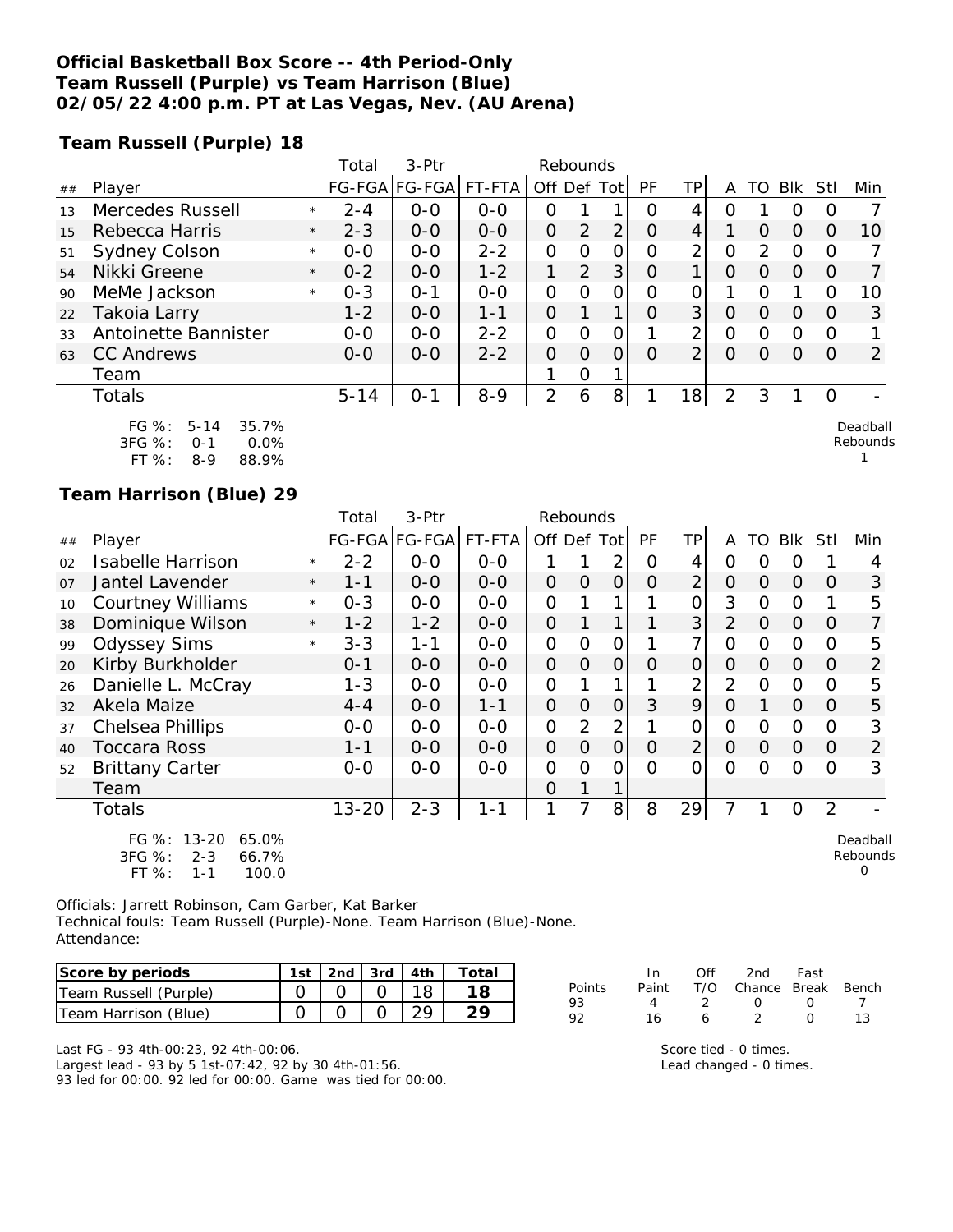**Official Basketball Box Score -- 4th Period-Only**
**Team Russell (Purple) vs Team Harrison (Blue)**
**02/05/22 4:00 p.m. PT at Las Vegas, Nev. (AU Arena)**

**Team Russell (Purple) 18**

| ## | Player | | Total FG-FGA | 3-Ptr FG-FGA | FT-FTA | Rebounds Off | Def | Tot | PF | TP | A | TO | Blk | Stl | Min |
|---|---|---|---|---|---|---|---|---|---|---|---|---|---|---|---|
| 13 | Mercedes Russell | * | 2-4 | 0-0 | 0-0 | 0 | 1 | 1 | 0 | 4 | 0 | 1 | 0 | 0 | 7 |
| 15 | Rebecca Harris | * | 2-3 | 0-0 | 0-0 | 0 | 2 | 2 | 0 | 4 | 1 | 0 | 0 | 0 | 10 |
| 51 | Sydney Colson | * | 0-0 | 0-0 | 2-2 | 0 | 0 | 0 | 0 | 2 | 0 | 2 | 0 | 0 | 7 |
| 54 | Nikki Greene | * | 0-2 | 0-0 | 1-2 | 1 | 2 | 3 | 0 | 1 | 0 | 0 | 0 | 0 | 7 |
| 90 | MeMe Jackson | * | 0-3 | 0-1 | 0-0 | 0 | 0 | 0 | 0 | 0 | 1 | 0 | 1 | 0 | 10 |
| 22 | Takoia Larry | | 1-2 | 0-0 | 1-1 | 0 | 1 | 1 | 0 | 3 | 0 | 0 | 0 | 0 | 3 |
| 33 | Antoinette Bannister | | 0-0 | 0-0 | 2-2 | 0 | 0 | 0 | 1 | 2 | 0 | 0 | 0 | 0 | 1 |
| 63 | CC Andrews | | 0-0 | 0-0 | 2-2 | 0 | 0 | 0 | 0 | 2 | 0 | 0 | 0 | 0 | 2 |
| | Team | | | | | 1 | 0 | 1 | | | | | | | |
| | Totals | | 5-14 | 0-1 | 8-9 | 2 | 6 | 8 | 1 | 18 | 2 | 3 | 1 | 0 | - |

FG %: 5-14 35.7%
3FG %: 0-1 0.0%
FT %: 8-9 88.9%

Deadball Rebounds 1

**Team Harrison (Blue) 29**

| ## | Player | | Total FG-FGA | 3-Ptr FG-FGA | FT-FTA | Rebounds Off | Def | Tot | PF | TP | A | TO | Blk | Stl | Min |
|---|---|---|---|---|---|---|---|---|---|---|---|---|---|---|---|
| 02 | Isabelle Harrison | * | 2-2 | 0-0 | 0-0 | 1 | 1 | 2 | 0 | 4 | 0 | 0 | 0 | 1 | 4 |
| 07 | Jantel Lavender | * | 1-1 | 0-0 | 0-0 | 0 | 0 | 0 | 0 | 2 | 0 | 0 | 0 | 0 | 3 |
| 10 | Courtney Williams | * | 0-3 | 0-0 | 0-0 | 0 | 1 | 1 | 1 | 0 | 3 | 0 | 0 | 1 | 5 |
| 38 | Dominique Wilson | * | 1-2 | 1-2 | 0-0 | 0 | 1 | 1 | 1 | 3 | 2 | 0 | 0 | 0 | 7 |
| 99 | Odyssey Sims | * | 3-3 | 1-1 | 0-0 | 0 | 0 | 0 | 1 | 7 | 0 | 0 | 0 | 0 | 5 |
| 20 | Kirby Burkholder | | 0-1 | 0-0 | 0-0 | 0 | 0 | 0 | 0 | 0 | 0 | 0 | 0 | 0 | 2 |
| 26 | Danielle L. McCray | | 1-3 | 0-0 | 0-0 | 0 | 1 | 1 | 1 | 2 | 2 | 0 | 0 | 0 | 5 |
| 32 | Akela Maize | | 4-4 | 0-0 | 1-1 | 0 | 0 | 0 | 3 | 9 | 0 | 1 | 0 | 0 | 5 |
| 37 | Chelsea Phillips | | 0-0 | 0-0 | 0-0 | 0 | 2 | 2 | 1 | 0 | 0 | 0 | 0 | 0 | 3 |
| 40 | Toccara Ross | | 1-1 | 0-0 | 0-0 | 0 | 0 | 0 | 0 | 2 | 0 | 0 | 0 | 0 | 2 |
| 52 | Brittany Carter | | 0-0 | 0-0 | 0-0 | 0 | 0 | 0 | 0 | 0 | 0 | 0 | 0 | 0 | 3 |
| | Team | | | | | 0 | 1 | 1 | | | | | | | |
| | Totals | | 13-20 | 2-3 | 1-1 | 1 | 7 | 8 | 8 | 29 | 7 | 1 | 0 | 2 | - |

FG %: 13-20 65.0%
3FG %: 2-3 66.7%
FT %: 1-1 100.0

Deadball Rebounds 0

Officials: Jarrett Robinson, Cam Garber, Kat Barker
Technical fouls: Team Russell (Purple)-None. Team Harrison (Blue)-None.
Attendance:

| Score by periods | 1st | 2nd | 3rd | 4th | Total |
|---|---|---|---|---|---|
| Team Russell (Purple) | 0 | 0 | 0 | 18 | **18** |
| Team Harrison (Blue) | 0 | 0 | 0 | 29 | **29** |

| Points | In Paint | Off T/O | 2nd Chance | Fast Break | Bench |
|---|---|---|---|---|---|
| 93 | 4 | 2 | 0 | 0 | 7 |
| 92 | 16 | 6 | 2 | 0 | 13 |

Last FG - 93 4th-00:23, 92 4th-00:06.
Largest lead - 93 by 5 1st-07:42, 92 by 30 4th-01:56.
93 led for 00:00. 92 led for 00:00. Game was tied for 00:00.

Score tied - 0 times.
Lead changed - 0 times.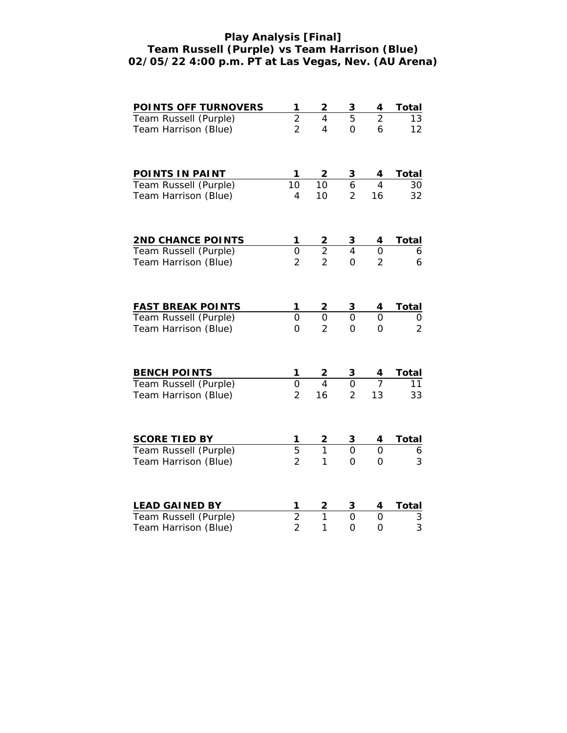**Play Analysis [Final]**
**Team Russell (Purple) vs Team Harrison (Blue)**
**02/05/22 4:00 p.m. PT at Las Vegas, Nev. (AU Arena)**

| POINTS OFF TURNOVERS | 1 | 2 | 3 | 4 | Total |
|---|---|---|---|---|---|
| Team Russell (Purple) | 2 | 4 | 5 | 2 | 13 |
| Team Harrison (Blue) | 2 | 4 | 0 | 6 | 12 |

| POINTS IN PAINT | 1 | 2 | 3 | 4 | Total |
|---|---|---|---|---|---|
| Team Russell (Purple) | 10 | 10 | 6 | 4 | 30 |
| Team Harrison (Blue) | 4 | 10 | 2 | 16 | 32 |

| 2ND CHANCE POINTS | 1 | 2 | 3 | 4 | Total |
|---|---|---|---|---|---|
| Team Russell (Purple) | 0 | 2 | 4 | 0 | 6 |
| Team Harrison (Blue) | 2 | 2 | 0 | 2 | 6 |

| FAST BREAK POINTS | 1 | 2 | 3 | 4 | Total |
|---|---|---|---|---|---|
| Team Russell (Purple) | 0 | 0 | 0 | 0 | 0 |
| Team Harrison (Blue) | 0 | 2 | 0 | 0 | 2 |

| BENCH POINTS | 1 | 2 | 3 | 4 | Total |
|---|---|---|---|---|---|
| Team Russell (Purple) | 0 | 4 | 0 | 7 | 11 |
| Team Harrison (Blue) | 2 | 16 | 2 | 13 | 33 |

| SCORE TIED BY | 1 | 2 | 3 | 4 | Total |
|---|---|---|---|---|---|
| Team Russell (Purple) | 5 | 1 | 0 | 0 | 6 |
| Team Harrison (Blue) | 2 | 1 | 0 | 0 | 3 |

| LEAD GAINED BY | 1 | 2 | 3 | 4 | Total |
|---|---|---|---|---|---|
| Team Russell (Purple) | 2 | 1 | 0 | 0 | 3 |
| Team Harrison (Blue) | 2 | 1 | 0 | 0 | 3 |